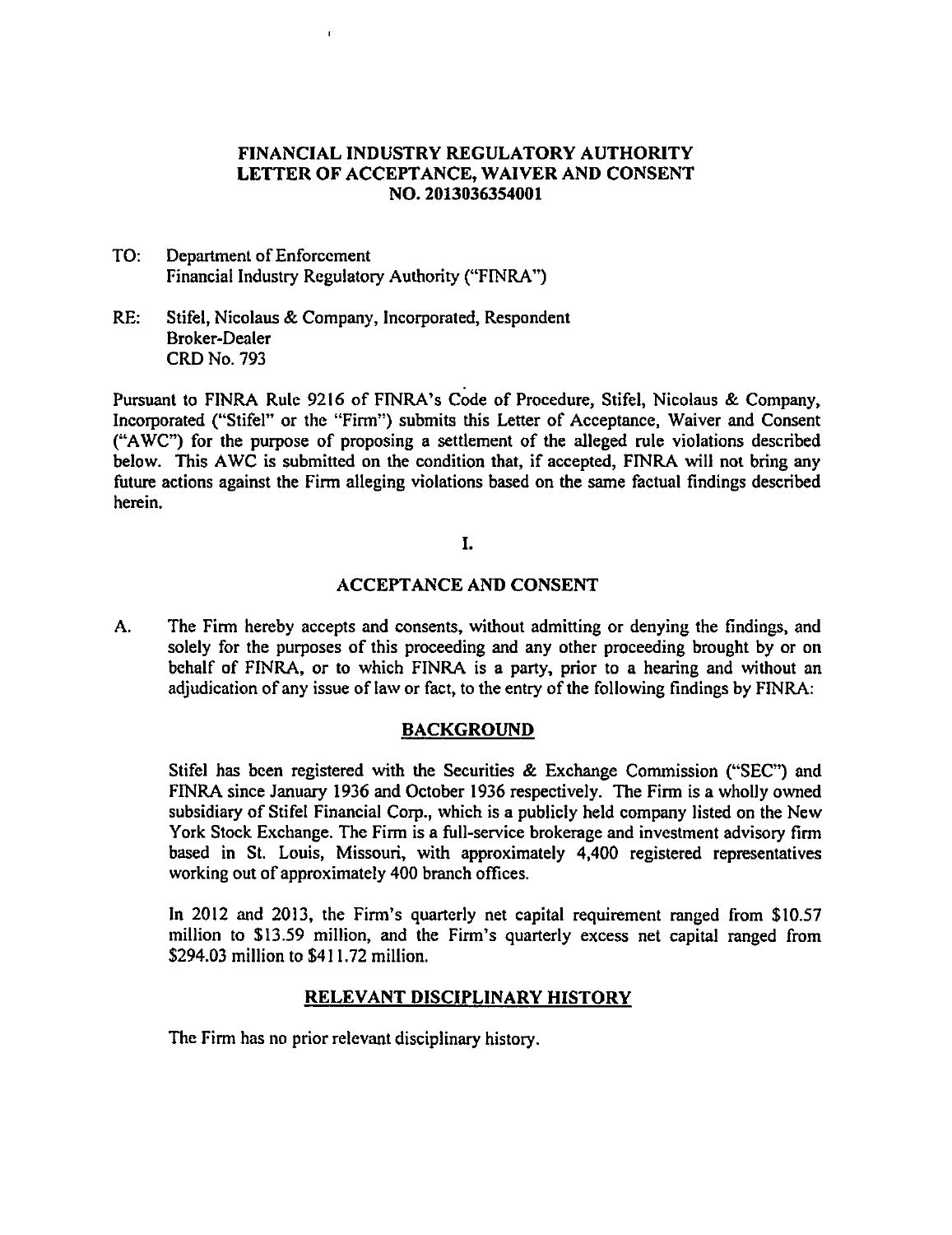# FINANCIAL INDUSTRY REGULATORY AUTHORITY
# LETTER OF ACCEPTANCE, WAIVER AND CONSENT
# NO. 2013036354001

TO: Department of Enforcement
Financial Industry Regulatory Authority ("FINRA")

RE: Stifel, Nicolaus & Company, Incorporated, Respondent
Broker-Dealer
CRD No. 793

Pursuant to FINRA Rule 9216 of FINRA's Code of Procedure, Stifel, Nicolaus & Company, Incorporated ("Stifel" or the "Firm") submits this Letter of Acceptance, Waiver and Consent ("AWC") for the purpose of proposing a settlement of the alleged rule violations described below. This AWC is submitted on the condition that, if accepted, FINRA will not bring any future actions against the Firm alleging violations based on the same factual findings described herein.

## I.

## ACCEPTANCE AND CONSENT

A. The Firm hereby accepts and consents, without admitting or denying the findings, and solely for the purposes of this proceeding and any other proceeding brought by or on behalf of FINRA, or to which FINRA is a party, prior to a hearing and without an adjudication of any issue of law or fact, to the entry of the following findings by FINRA:

### BACKGROUND

Stifel has been registered with the Securities & Exchange Commission ("SEC") and FINRA since January 1936 and October 1936 respectively. The Firm is a wholly owned subsidiary of Stifel Financial Corp., which is a publicly held company listed on the New York Stock Exchange. The Firm is a full-service brokerage and investment advisory firm based in St. Louis, Missouri, with approximately 4,400 registered representatives working out of approximately 400 branch offices.

In 2012 and 2013, the Firm's quarterly net capital requirement ranged from \$10.57 million to \$13.59 million, and the Firm's quarterly excess net capital ranged from \$294.03 million to \$411.72 million.

### RELEVANT DISCIPLINARY HISTORY

The Firm has no prior relevant disciplinary history.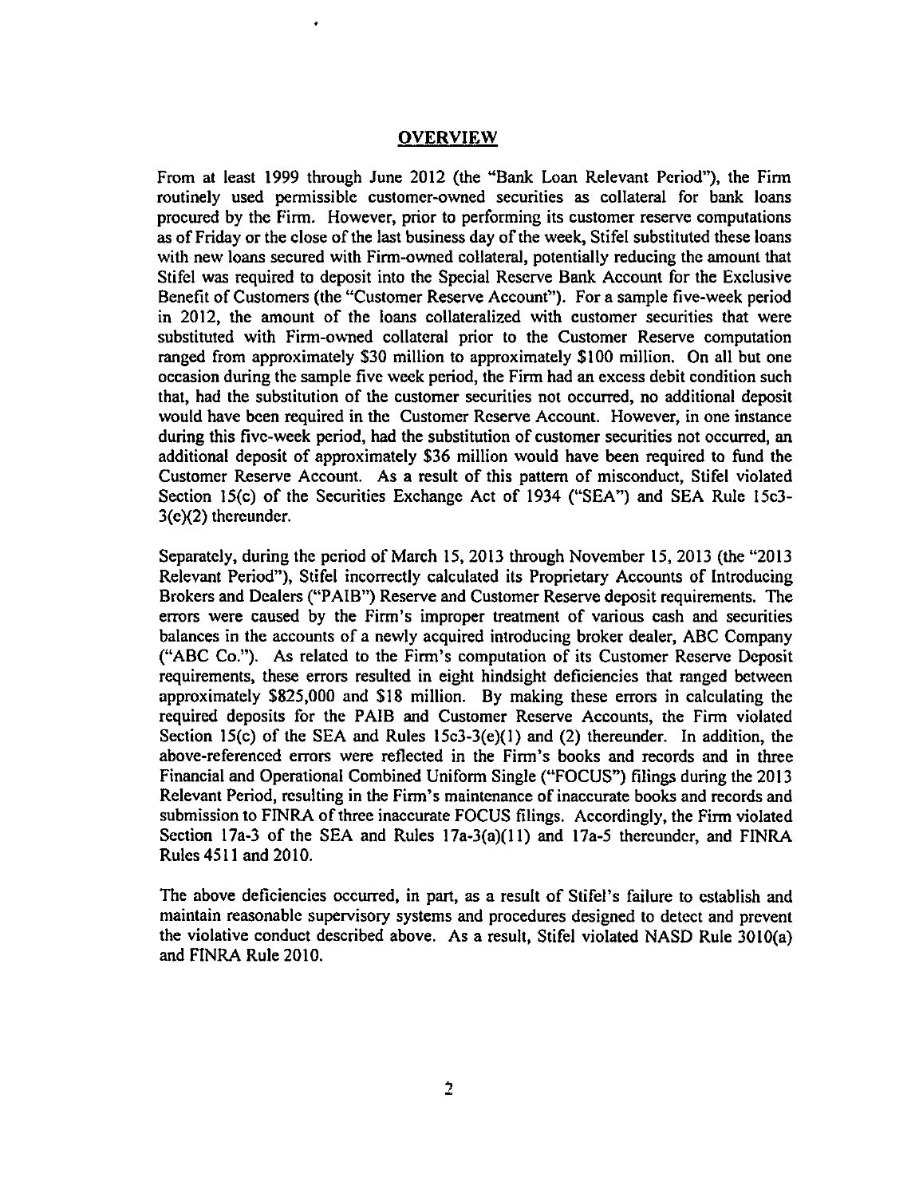## OVERVIEW

From at least 1999 through June 2012 (the "Bank Loan Relevant Period"), the Firm routinely used permissible customer-owned securities as collateral for bank loans procured by the Firm. However, prior to performing its customer reserve computations as of Friday or the close of the last business day of the week, Stifel substituted these loans with new loans secured with Firm-owned collateral, potentially reducing the amount that Stifel was required to deposit into the Special Reserve Bank Account for the Exclusive Benefit of Customers (the "Customer Reserve Account"). For a sample five-week period in 2012, the amount of the loans collateralized with customer securities that were substituted with Firm-owned collateral prior to the Customer Reserve computation ranged from approximately $30 million to approximately $100 million. On all but one occasion during the sample five week period, the Firm had an excess debit condition such that, had the substitution of the customer securities not occurred, no additional deposit would have been required in the Customer Reserve Account. However, in one instance during this five-week period, had the substitution of customer securities not occurred, an additional deposit of approximately $36 million would have been required to fund the Customer Reserve Account. As a result of this pattern of misconduct, Stifel violated Section 15(c) of the Securities Exchange Act of 1934 ("SEA") and SEA Rule 15c3-3(e)(2) thereunder.

Separately, during the period of March 15, 2013 through November 15, 2013 (the "2013 Relevant Period"), Stifel incorrectly calculated its Proprietary Accounts of Introducing Brokers and Dealers ("PAIB") Reserve and Customer Reserve deposit requirements. The errors were caused by the Firm's improper treatment of various cash and securities balances in the accounts of a newly acquired introducing broker dealer, ABC Company ("ABC Co."). As related to the Firm's computation of its Customer Reserve Deposit requirements, these errors resulted in eight hindsight deficiencies that ranged between approximately $825,000 and $18 million. By making these errors in calculating the required deposits for the PAIB and Customer Reserve Accounts, the Firm violated Section 15(c) of the SEA and Rules 15c3-3(e)(1) and (2) thereunder. In addition, the above-referenced errors were reflected in the Firm's books and records and in three Financial and Operational Combined Uniform Single ("FOCUS") filings during the 2013 Relevant Period, resulting in the Firm's maintenance of inaccurate books and records and submission to FINRA of three inaccurate FOCUS filings. Accordingly, the Firm violated Section 17a-3 of the SEA and Rules 17a-3(a)(11) and 17a-5 thereunder, and FINRA Rules 4511 and 2010.

The above deficiencies occurred, in part, as a result of Stifel's failure to establish and maintain reasonable supervisory systems and procedures designed to detect and prevent the violative conduct described above. As a result, Stifel violated NASD Rule 3010(a) and FINRA Rule 2010.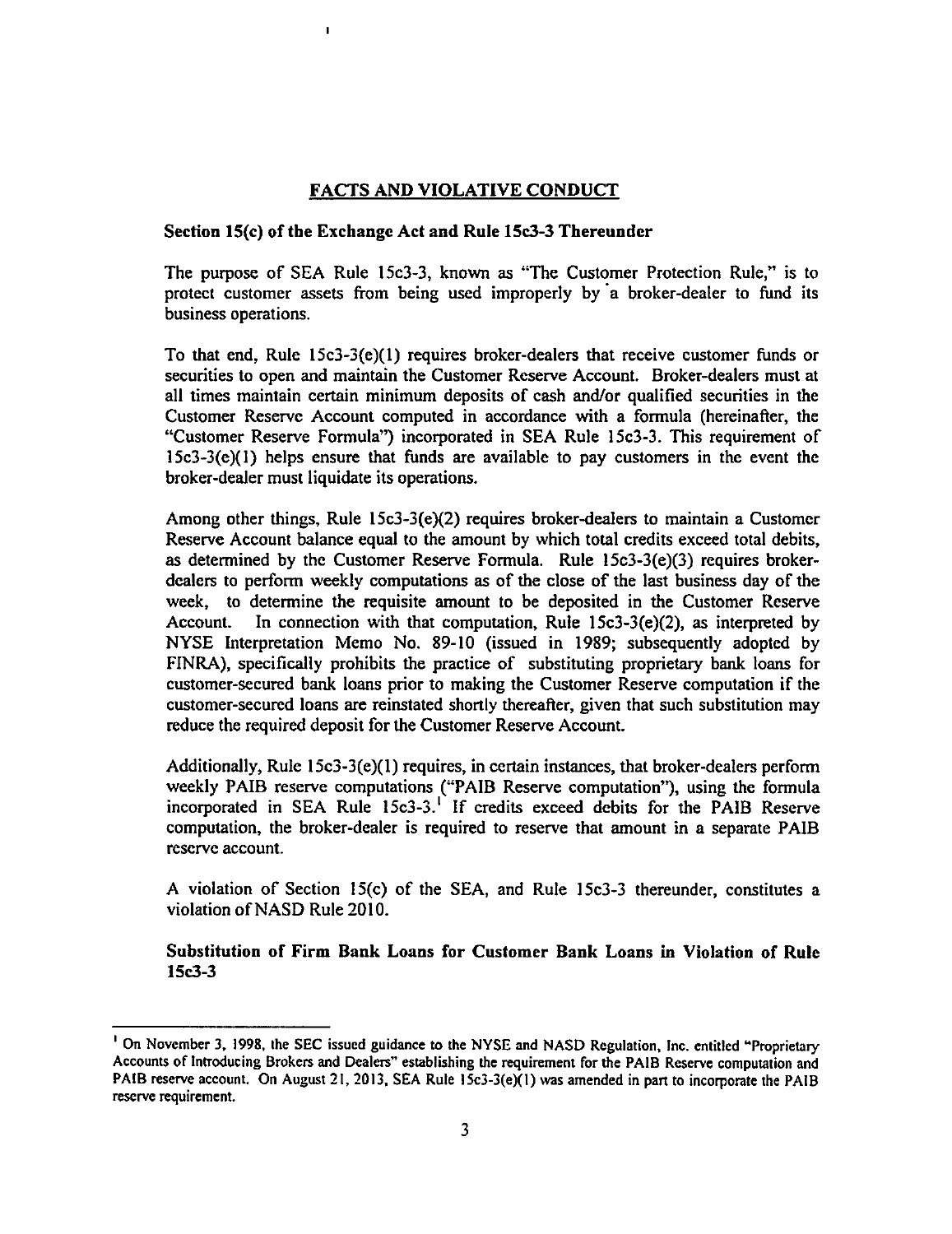## FACTS AND VIOLATIVE CONDUCT

**Section 15(c) of the Exchange Act and Rule 15c3-3 Thereunder**

The purpose of SEA Rule 15c3-3, known as "The Customer Protection Rule," is to protect customer assets from being used improperly by a broker-dealer to fund its business operations.

To that end, Rule 15c3-3(e)(1) requires broker-dealers that receive customer funds or securities to open and maintain the Customer Reserve Account. Broker-dealers must at all times maintain certain minimum deposits of cash and/or qualified securities in the Customer Reserve Account computed in accordance with a formula (hereinafter, the "Customer Reserve Formula") incorporated in SEA Rule 15c3-3. This requirement of 15c3-3(e)(1) helps ensure that funds are available to pay customers in the event the broker-dealer must liquidate its operations.

Among other things, Rule 15c3-3(e)(2) requires broker-dealers to maintain a Customer Reserve Account balance equal to the amount by which total credits exceed total debits, as determined by the Customer Reserve Formula. Rule 15c3-3(e)(3) requires broker-dealers to perform weekly computations as of the close of the last business day of the week, to determine the requisite amount to be deposited in the Customer Reserve Account. In connection with that computation, Rule 15c3-3(e)(2), as interpreted by NYSE Interpretation Memo No. 89-10 (issued in 1989; subsequently adopted by FINRA), specifically prohibits the practice of substituting proprietary bank loans for customer-secured bank loans prior to making the Customer Reserve computation if the customer-secured loans are reinstated shortly thereafter, given that such substitution may reduce the required deposit for the Customer Reserve Account.

Additionally, Rule 15c3-3(e)(1) requires, in certain instances, that broker-dealers perform weekly PAIB reserve computations ("PAIB Reserve computation"), using the formula incorporated in SEA Rule 15c3-3.[1] If credits exceed debits for the PAIB Reserve computation, the broker-dealer is required to reserve that amount in a separate PAIB reserve account.

A violation of Section 15(c) of the SEA, and Rule 15c3-3 thereunder, constitutes a violation of NASD Rule 2010.

**Substitution of Firm Bank Loans for Customer Bank Loans in Violation of Rule 15c3-3**

[1] On November 3, 1998, the SEC issued guidance to the NYSE and NASD Regulation, Inc. entitled "Proprietary Accounts of Introducing Brokers and Dealers" establishing the requirement for the PAIB Reserve computation and PAIB reserve account. On August 21, 2013, SEA Rule 15c3-3(e)(1) was amended in part to incorporate the PAIB reserve requirement.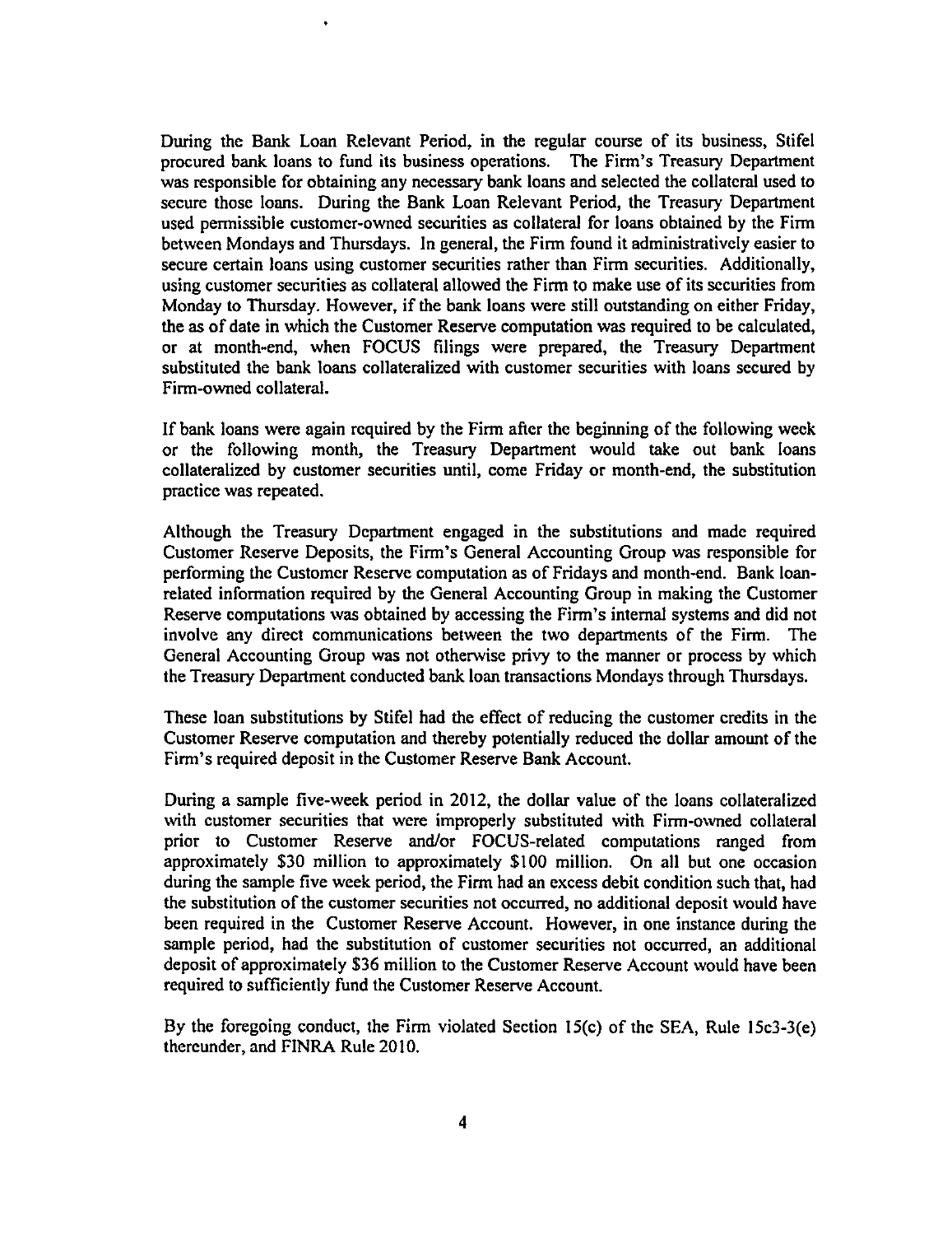During the Bank Loan Relevant Period, in the regular course of its business, Stifel procured bank loans to fund its business operations. The Firm's Treasury Department was responsible for obtaining any necessary bank loans and selected the collateral used to secure those loans. During the Bank Loan Relevant Period, the Treasury Department used permissible customer-owned securities as collateral for loans obtained by the Firm between Mondays and Thursdays. In general, the Firm found it administratively easier to secure certain loans using customer securities rather than Firm securities. Additionally, using customer securities as collateral allowed the Firm to make use of its securities from Monday to Thursday. However, if the bank loans were still outstanding on either Friday, the as of date in which the Customer Reserve computation was required to be calculated, or at month-end, when FOCUS filings were prepared, the Treasury Department substituted the bank loans collateralized with customer securities with loans secured by Firm-owned collateral.

If bank loans were again required by the Firm after the beginning of the following week or the following month, the Treasury Department would take out bank loans collateralized by customer securities until, come Friday or month-end, the substitution practice was repeated.

Although the Treasury Department engaged in the substitutions and made required Customer Reserve Deposits, the Firm's General Accounting Group was responsible for performing the Customer Reserve computation as of Fridays and month-end. Bank loan-related information required by the General Accounting Group in making the Customer Reserve computations was obtained by accessing the Firm's internal systems and did not involve any direct communications between the two departments of the Firm. The General Accounting Group was not otherwise privy to the manner or process by which the Treasury Department conducted bank loan transactions Mondays through Thursdays.

These loan substitutions by Stifel had the effect of reducing the customer credits in the Customer Reserve computation and thereby potentially reduced the dollar amount of the Firm's required deposit in the Customer Reserve Bank Account.

During a sample five-week period in 2012, the dollar value of the loans collateralized with customer securities that were improperly substituted with Firm-owned collateral prior to Customer Reserve and/or FOCUS-related computations ranged from approximately $30 million to approximately $100 million. On all but one occasion during the sample five week period, the Firm had an excess debit condition such that, had the substitution of the customer securities not occurred, no additional deposit would have been required in the Customer Reserve Account. However, in one instance during the sample period, had the substitution of customer securities not occurred, an additional deposit of approximately $36 million to the Customer Reserve Account would have been required to sufficiently fund the Customer Reserve Account.

By the foregoing conduct, the Firm violated Section 15(c) of the SEA, Rule 15c3-3(e) thereunder, and FINRA Rule 2010.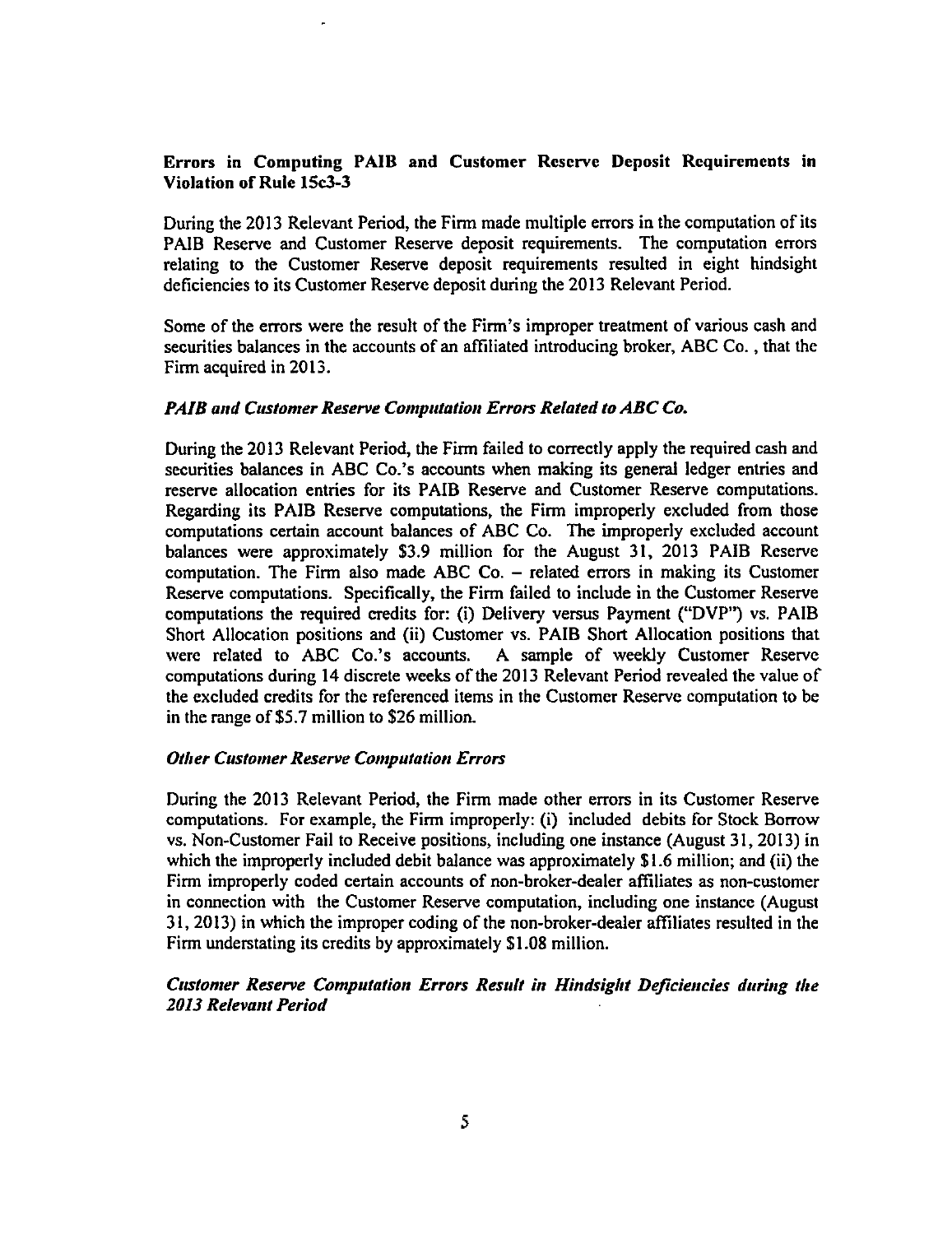**Errors in Computing PAIB and Customer Reserve Deposit Requirements in Violation of Rule 15c3-3**

During the 2013 Relevant Period, the Firm made multiple errors in the computation of its PAIB Reserve and Customer Reserve deposit requirements. The computation errors relating to the Customer Reserve deposit requirements resulted in eight hindsight deficiencies to its Customer Reserve deposit during the 2013 Relevant Period.

Some of the errors were the result of the Firm's improper treatment of various cash and securities balances in the accounts of an affiliated introducing broker, ABC Co. , that the Firm acquired in 2013.

***PAIB and Customer Reserve Computation Errors Related to ABC Co.***

During the 2013 Relevant Period, the Firm failed to correctly apply the required cash and securities balances in ABC Co.'s accounts when making its general ledger entries and reserve allocation entries for its PAIB Reserve and Customer Reserve computations. Regarding its PAIB Reserve computations, the Firm improperly excluded from those computations certain account balances of ABC Co. The improperly excluded account balances were approximately $3.9 million for the August 31, 2013 PAIB Reserve computation. The Firm also made ABC Co. – related errors in making its Customer Reserve computations. Specifically, the Firm failed to include in the Customer Reserve computations the required credits for: (i) Delivery versus Payment ("DVP") vs. PAIB Short Allocation positions and (ii) Customer vs. PAIB Short Allocation positions that were related to ABC Co.'s accounts. A sample of weekly Customer Reserve computations during 14 discrete weeks of the 2013 Relevant Period revealed the value of the excluded credits for the referenced items in the Customer Reserve computation to be in the range of $5.7 million to $26 million.

***Other Customer Reserve Computation Errors***

During the 2013 Relevant Period, the Firm made other errors in its Customer Reserve computations. For example, the Firm improperly: (i) included debits for Stock Borrow vs. Non-Customer Fail to Receive positions, including one instance (August 31, 2013) in which the improperly included debit balance was approximately $1.6 million; and (ii) the Firm improperly coded certain accounts of non-broker-dealer affiliates as non-customer in connection with the Customer Reserve computation, including one instance (August 31, 2013) in which the improper coding of the non-broker-dealer affiliates resulted in the Firm understating its credits by approximately $1.08 million.

***Customer Reserve Computation Errors Result in Hindsight Deficiencies during the 2013 Relevant Period***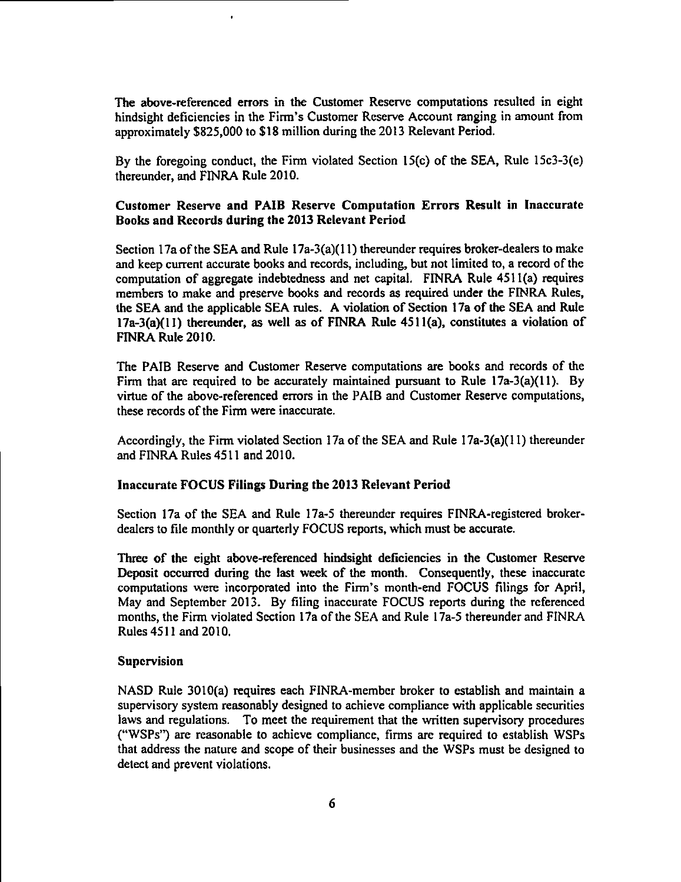The above-referenced errors in the Customer Reserve computations resulted in eight hindsight deficiencies in the Firm's Customer Reserve Account ranging in amount from approximately $825,000 to $18 million during the 2013 Relevant Period.

By the foregoing conduct, the Firm violated Section 15(c) of the SEA, Rule 15c3-3(e) thereunder, and FINRA Rule 2010.

**Customer Reserve and PAIB Reserve Computation Errors Result in Inaccurate Books and Records during the 2013 Relevant Period**

Section 17a of the SEA and Rule 17a-3(a)(11) thereunder requires broker-dealers to make and keep current accurate books and records, including, but not limited to, a record of the computation of aggregate indebtedness and net capital. FINRA Rule 4511(a) requires members to make and preserve books and records as required under the FINRA Rules, the SEA and the applicable SEA rules. A violation of Section 17a of the SEA and Rule 17a-3(a)(11) thereunder, as well as of FINRA Rule 4511(a), constitutes a violation of FINRA Rule 2010.

The PAIB Reserve and Customer Reserve computations are books and records of the Firm that are required to be accurately maintained pursuant to Rule 17a-3(a)(11). By virtue of the above-referenced errors in the PAIB and Customer Reserve computations, these records of the Firm were inaccurate.

Accordingly, the Firm violated Section 17a of the SEA and Rule 17a-3(a)(11) thereunder and FINRA Rules 4511 and 2010.

**Inaccurate FOCUS Filings During the 2013 Relevant Period**

Section 17a of the SEA and Rule 17a-5 thereunder requires FINRA-registered broker-dealers to file monthly or quarterly FOCUS reports, which must be accurate.

Three of the eight above-referenced hindsight deficiencies in the Customer Reserve Deposit occurred during the last week of the month. Consequently, these inaccurate computations were incorporated into the Firm's month-end FOCUS filings for April, May and September 2013. By filing inaccurate FOCUS reports during the referenced months, the Firm violated Section 17a of the SEA and Rule 17a-5 thereunder and FINRA Rules 4511 and 2010.

**Supervision**

NASD Rule 3010(a) requires each FINRA-member broker to establish and maintain a supervisory system reasonably designed to achieve compliance with applicable securities laws and regulations. To meet the requirement that the written supervisory procedures ("WSPs") are reasonable to achieve compliance, firms are required to establish WSPs that address the nature and scope of their businesses and the WSPs must be designed to detect and prevent violations.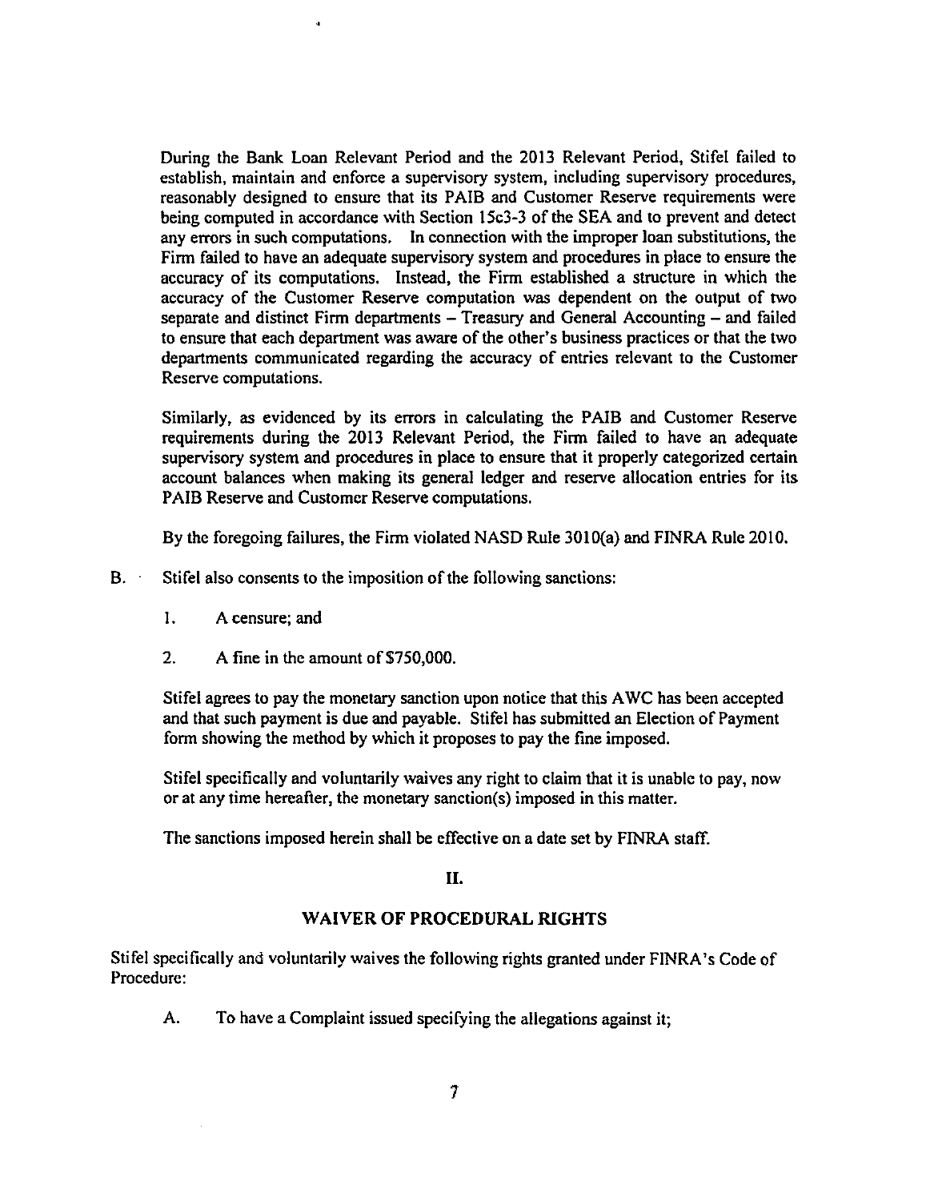During the Bank Loan Relevant Period and the 2013 Relevant Period, Stifel failed to establish, maintain and enforce a supervisory system, including supervisory procedures, reasonably designed to ensure that its PAIB and Customer Reserve requirements were being computed in accordance with Section 15c3-3 of the SEA and to prevent and detect any errors in such computations. In connection with the improper loan substitutions, the Firm failed to have an adequate supervisory system and procedures in place to ensure the accuracy of its computations. Instead, the Firm established a structure in which the accuracy of the Customer Reserve computation was dependent on the output of two separate and distinct Firm departments – Treasury and General Accounting – and failed to ensure that each department was aware of the other's business practices or that the two departments communicated regarding the accuracy of entries relevant to the Customer Reserve computations.

Similarly, as evidenced by its errors in calculating the PAIB and Customer Reserve requirements during the 2013 Relevant Period, the Firm failed to have an adequate supervisory system and procedures in place to ensure that it properly categorized certain account balances when making its general ledger and reserve allocation entries for its PAIB Reserve and Customer Reserve computations.

By the foregoing failures, the Firm violated NASD Rule 3010(a) and FINRA Rule 2010.

B. Stifel also consents to the imposition of the following sanctions:

1. A censure; and

2. A fine in the amount of $750,000.

Stifel agrees to pay the monetary sanction upon notice that this AWC has been accepted and that such payment is due and payable. Stifel has submitted an Election of Payment form showing the method by which it proposes to pay the fine imposed.

Stifel specifically and voluntarily waives any right to claim that it is unable to pay, now or at any time hereafter, the monetary sanction(s) imposed in this matter.

The sanctions imposed herein shall be effective on a date set by FINRA staff.

## II.

## WAIVER OF PROCEDURAL RIGHTS

Stifel specifically and voluntarily waives the following rights granted under FINRA's Code of Procedure:

A. To have a Complaint issued specifying the allegations against it;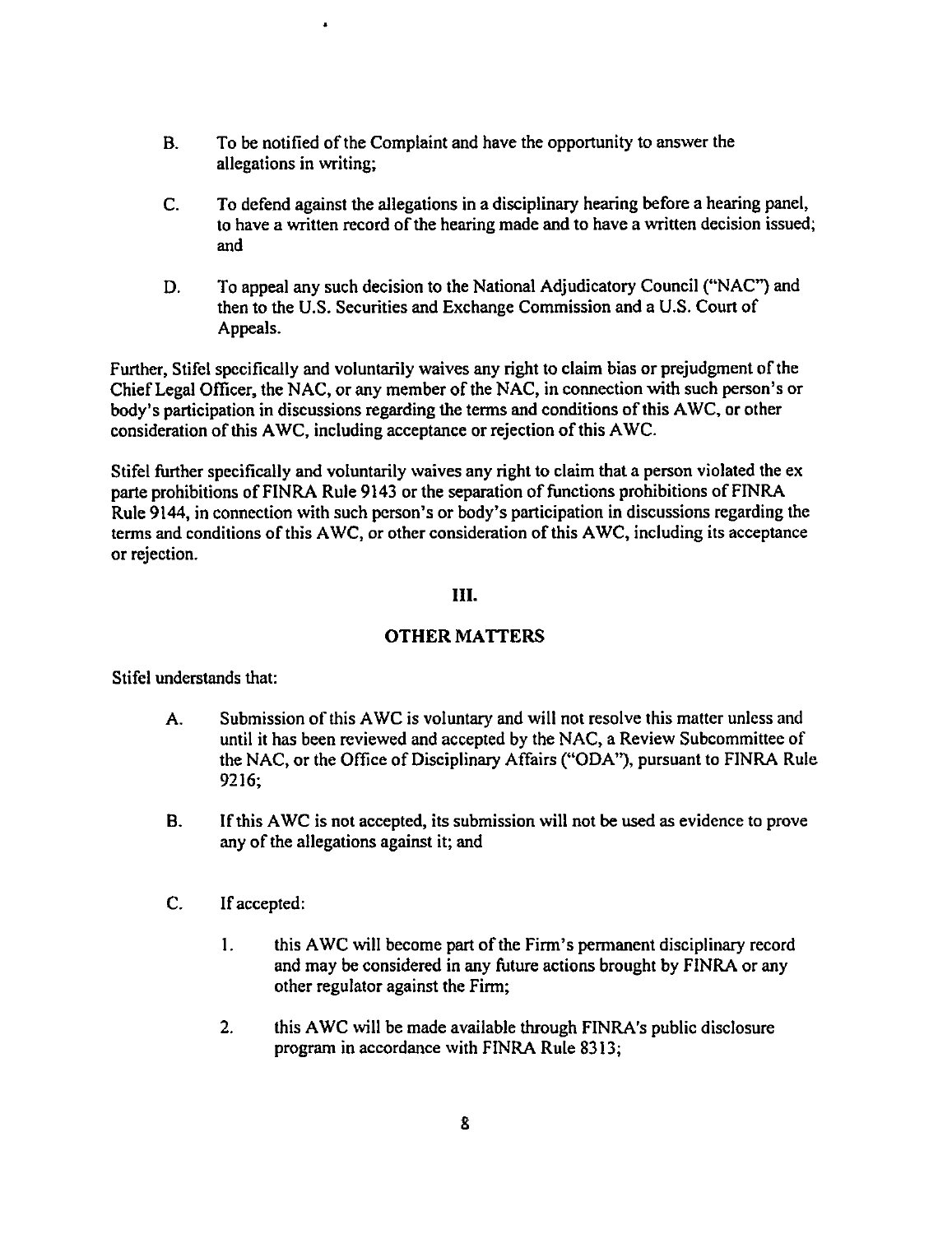B. To be notified of the Complaint and have the opportunity to answer the allegations in writing;

C. To defend against the allegations in a disciplinary hearing before a hearing panel, to have a written record of the hearing made and to have a written decision issued; and

D. To appeal any such decision to the National Adjudicatory Council ("NAC") and then to the U.S. Securities and Exchange Commission and a U.S. Court of Appeals.

Further, Stifel specifically and voluntarily waives any right to claim bias or prejudgment of the Chief Legal Officer, the NAC, or any member of the NAC, in connection with such person's or body's participation in discussions regarding the terms and conditions of this AWC, or other consideration of this AWC, including acceptance or rejection of this AWC.

Stifel further specifically and voluntarily waives any right to claim that a person violated the ex parte prohibitions of FINRA Rule 9143 or the separation of functions prohibitions of FINRA Rule 9144, in connection with such person's or body's participation in discussions regarding the terms and conditions of this AWC, or other consideration of this AWC, including its acceptance or rejection.

## III.

## OTHER MATTERS

Stifel understands that:

A. Submission of this AWC is voluntary and will not resolve this matter unless and until it has been reviewed and accepted by the NAC, a Review Subcommittee of the NAC, or the Office of Disciplinary Affairs ("ODA"), pursuant to FINRA Rule 9216;

B. If this AWC is not accepted, its submission will not be used as evidence to prove any of the allegations against it; and

C. If accepted:

1. this AWC will become part of the Firm's permanent disciplinary record and may be considered in any future actions brought by FINRA or any other regulator against the Firm;

2. this AWC will be made available through FINRA's public disclosure program in accordance with FINRA Rule 8313;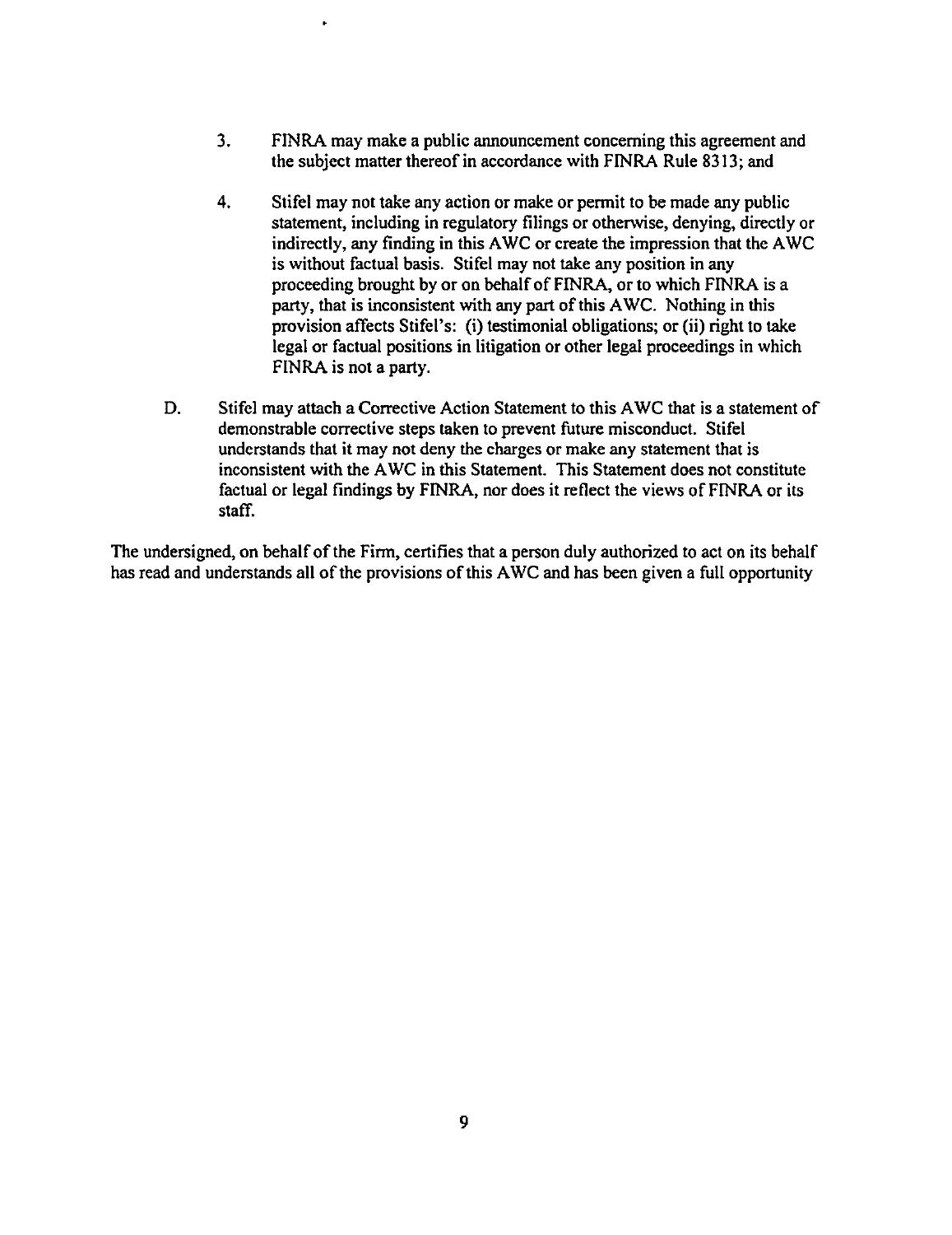3. FINRA may make a public announcement concerning this agreement and the subject matter thereof in accordance with FINRA Rule 8313; and

4. Stifel may not take any action or make or permit to be made any public statement, including in regulatory filings or otherwise, denying, directly or indirectly, any finding in this AWC or create the impression that the AWC is without factual basis. Stifel may not take any position in any proceeding brought by or on behalf of FINRA, or to which FINRA is a party, that is inconsistent with any part of this AWC. Nothing in this provision affects Stifel's: (i) testimonial obligations; or (ii) right to take legal or factual positions in litigation or other legal proceedings in which FINRA is not a party.

D. Stifel may attach a Corrective Action Statement to this AWC that is a statement of demonstrable corrective steps taken to prevent future misconduct. Stifel understands that it may not deny the charges or make any statement that is inconsistent with the AWC in this Statement. This Statement does not constitute factual or legal findings by FINRA, nor does it reflect the views of FINRA or its staff.

The undersigned, on behalf of the Firm, certifies that a person duly authorized to act on its behalf has read and understands all of the provisions of this AWC and has been given a full opportunity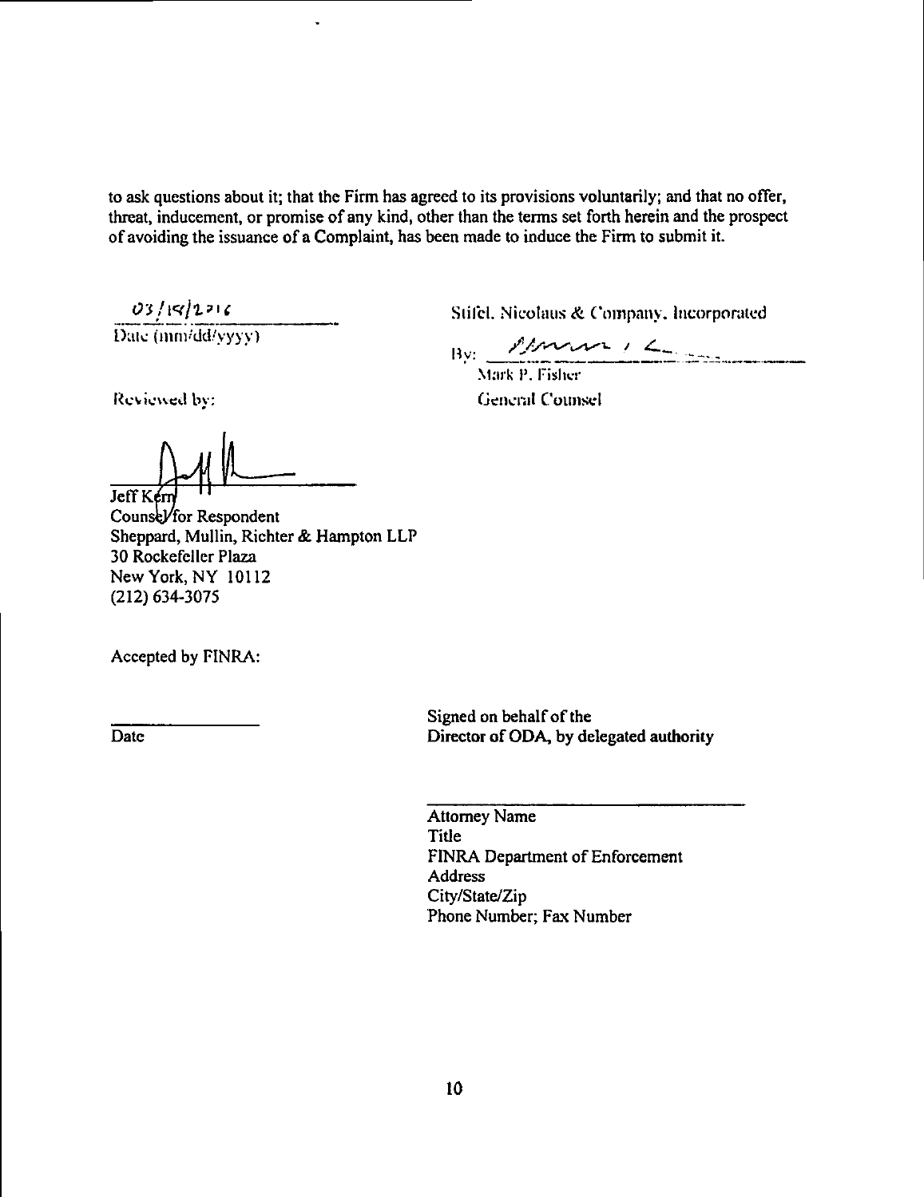to ask questions about it; that the Firm has agreed to its provisions voluntarily; and that no offer, threat, inducement, or promise of any kind, other than the terms set forth herein and the prospect of avoiding the issuance of a Complaint, has been made to induce the Firm to submit it.

03/14/2016
Date (mm/dd/yyyy)

Stifel, Nicolaus & Company, Incorporated

By: ______________________
Mark P. Fisher
General Counsel

Reviewed by:

______________________
Jeff Kern
Counsel for Respondent
Sheppard, Mullin, Richter & Hampton LLP
30 Rockefeller Plaza
New York, NY 10112
(212) 634-3075

Accepted by FINRA:

______________
Date

Signed on behalf of the
Director of ODA, by delegated authority

______________________
Attorney Name
Title
FINRA Department of Enforcement
Address
City/State/Zip
Phone Number; Fax Number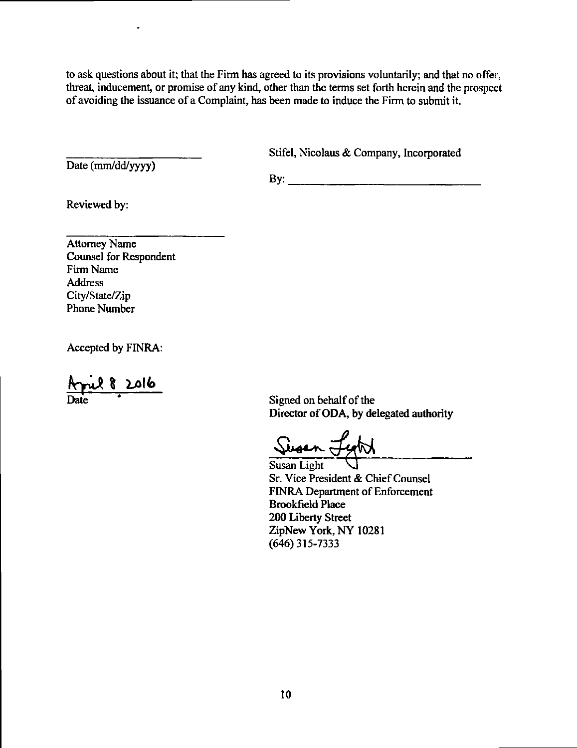to ask questions about it; that the Firm has agreed to its provisions voluntarily; and that no offer, threat, inducement, or promise of any kind, other than the terms set forth herein and the prospect of avoiding the issuance of a Complaint, has been made to induce the Firm to submit it.

\_\_\_\_\_\_\_\_\_\_\_\_\_\_\_\_\_\_\_\_\_\_\_
Date (mm/dd/yyyy)

Stifel, Nicolaus & Company, Incorporated

By: \_\_\_\_\_\_\_\_\_\_\_\_\_\_\_\_\_\_\_\_\_\_\_\_\_\_\_\_\_\_\_\_

Reviewed by:

\_\_\_\_\_\_\_\_\_\_\_\_\_\_\_\_\_\_\_\_\_\_\_\_\_\_
Attorney Name
Counsel for Respondent
Firm Name
Address
City/State/Zip
Phone Number

Accepted by FINRA:

April 8 2016
Date

Signed on behalf of the
Director of ODA, by delegated authority

Susan Light
Susan Light
Sr. Vice President & Chief Counsel
FINRA Department of Enforcement
Brookfield Place
200 Liberty Street
ZipNew York, NY 10281
(646) 315-7333